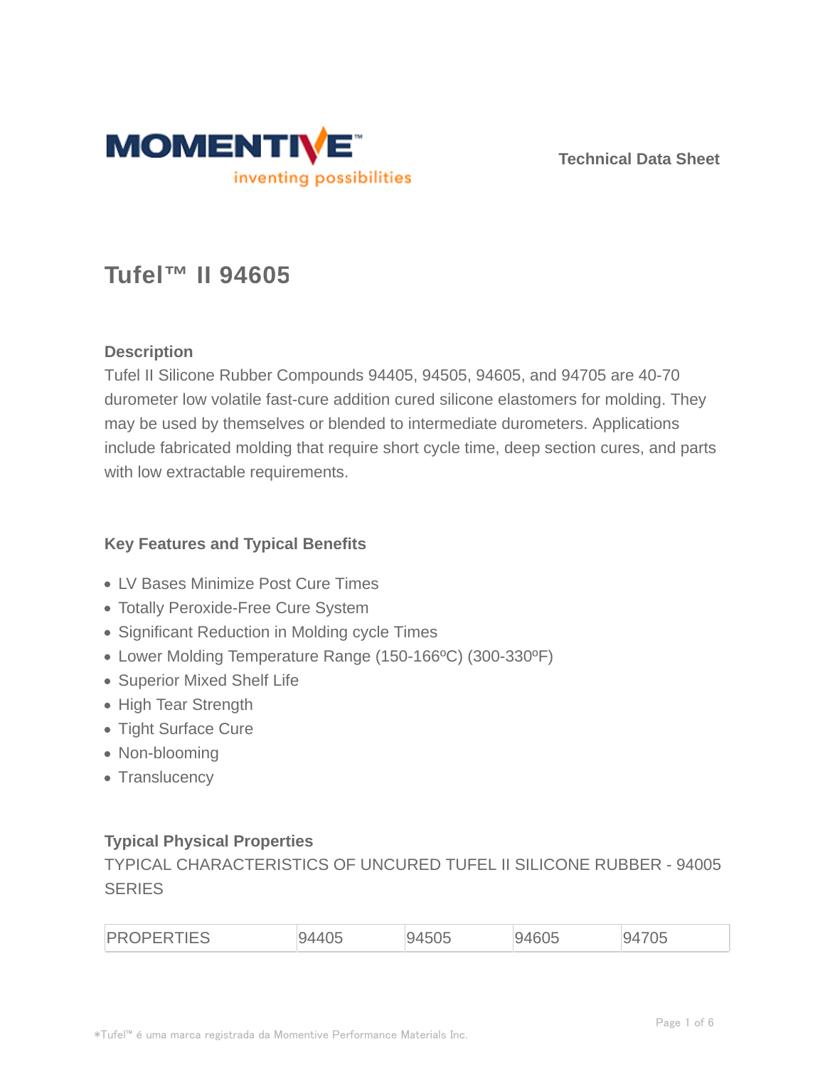MOMENTIVE

inventing possibilities

Technical Data Sheet

# Tufel™ II 94605

## Description

Tufel II Silicone Rubber Compounds 94405, 94505, 94605, and 94705 are 40-70 durometer low volatile fast-cure addition cured silicone elastomers for molding. They may be used by themselves or blended to intermediate durometers. Applications include fabricated molding that require short cycle time, deep section cures, and parts with low extractable requirements.

## Key Features and Typical Benefits

- LV Bases Minimize Post Cure Times
- Totally Peroxide-Free Cure System
- Significant Reduction in Molding cycle Times
- Lower Molding Temperature Range (150-166ºC) (300-330ºF)
- Superior Mixed Shelf Life
- High Tear Strength
- Tight Surface Cure
- Non-blooming
- Translucency

## Typical Physical Properties

TYPICAL CHARACTERISTICS OF UNCURED TUFEL II SILICONE RUBBER - 94005 SERIES

| PROPERTIES | 94405 | 94505 | 94605 | 94705 |
|---|---|---|---|---|

*Tufel™ é uma marca registrada da Momentive Performance Materials Inc.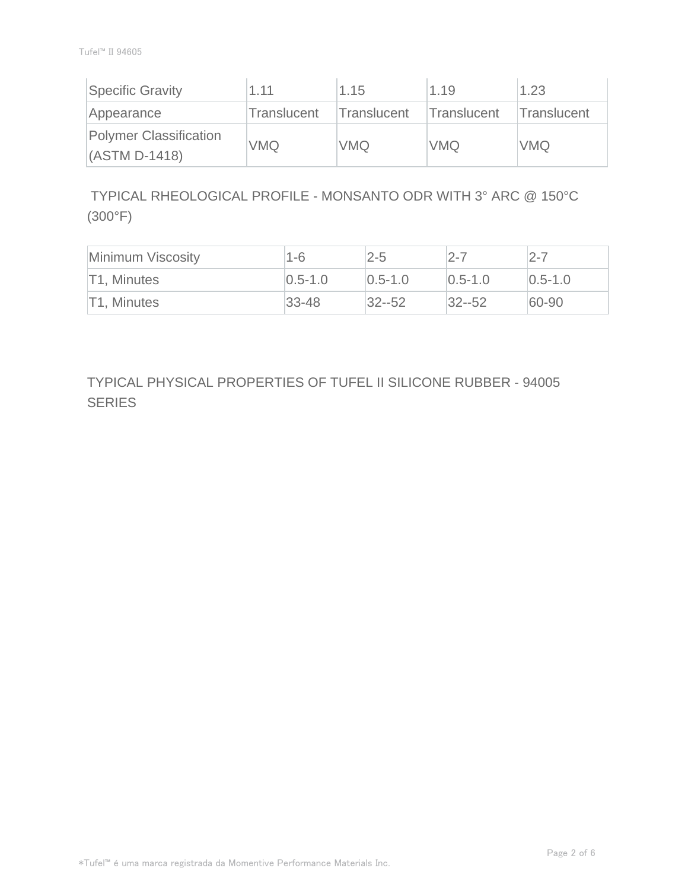| Specific Gravity | 1.11 | 1.15 | 1.19 | 1.23 |
|---|---|---|---|---|
| Appearance | Translucent | Translucent | Translucent | Translucent |
| Polymer Classification (ASTM D-1418) | VMQ | VMQ | VMQ | VMQ |

TYPICAL RHEOLOGICAL PROFILE - MONSANTO ODR WITH 3° ARC @ 150°C (300°F)

| Minimum Viscosity | 1-6 | 2-5 | 2-7 | 2-7 |
|---|---|---|---|---|
| T1, Minutes | 0.5-1.0 | 0.5-1.0 | 0.5-1.0 | 0.5-1.0 |
| T1, Minutes | 33-48 | 32--52 | 32--52 | 60-90 |

TYPICAL PHYSICAL PROPERTIES OF TUFEL II SILICONE RUBBER - 94005 SERIES

*Tufel™ é uma marca registrada da Momentive Performance Materials Inc.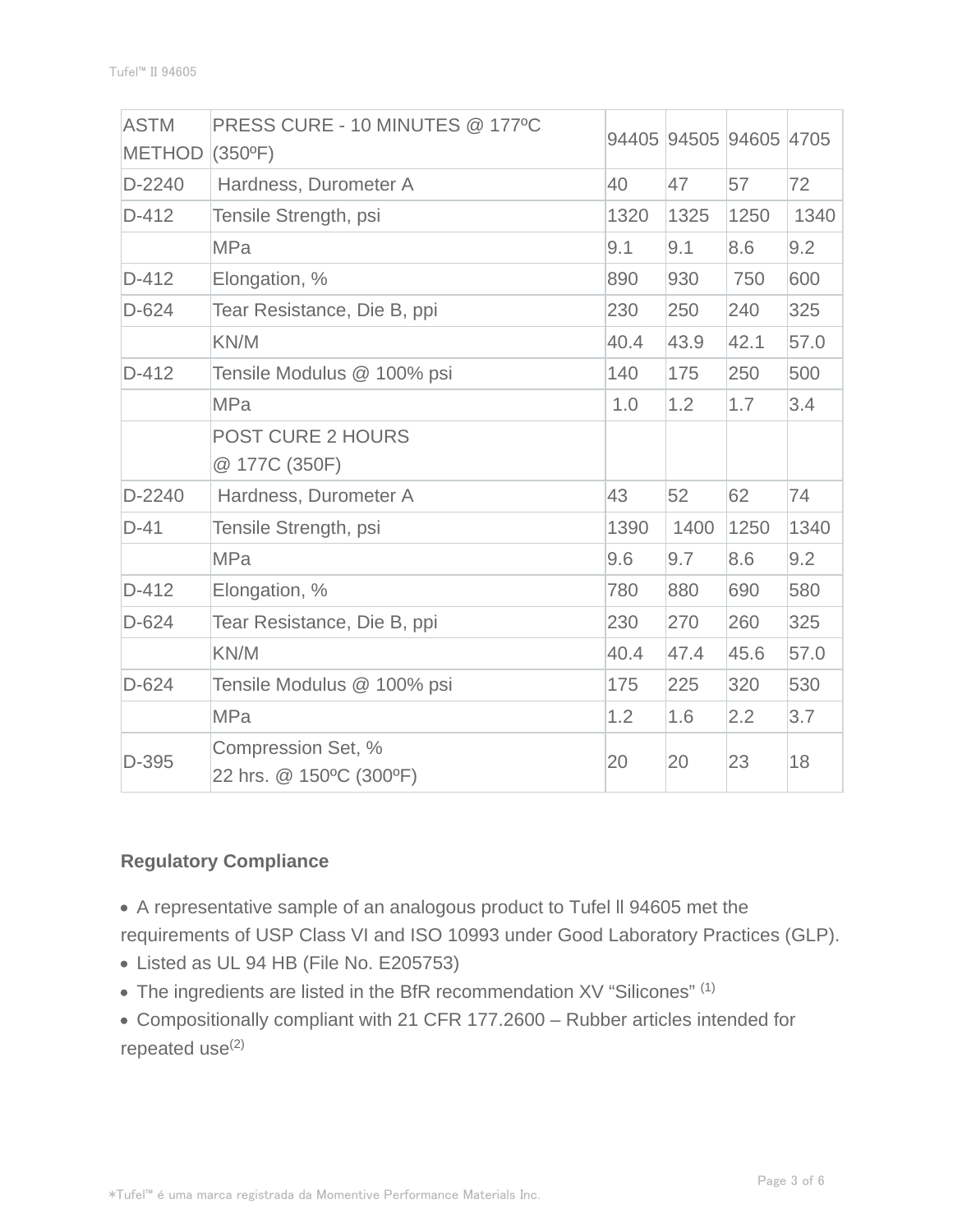| ASTM METHOD | PRESS CURE - 10 MINUTES @ 177ºC (350ºF) | 94405 | 94505 | 94605 | 4705 |
| --- | --- | --- | --- | --- | --- |
| D-2240 | Hardness, Durometer A | 40 | 47 | 57 | 72 |
| D-412 | Tensile Strength, psi | 1320 | 1325 | 1250 | 1340 |
| | MPa | 9.1 | 9.1 | 8.6 | 9.2 |
| D-412 | Elongation, % | 890 | 930 | 750 | 600 |
| D-624 | Tear Resistance, Die B, ppi | 230 | 250 | 240 | 325 |
| | KN/M | 40.4 | 43.9 | 42.1 | 57.0 |
| D-412 | Tensile Modulus @ 100% psi | 140 | 175 | 250 | 500 |
| | MPa | 1.0 | 1.2 | 1.7 | 3.4 |
| | POST CURE 2 HOURS @ 177C (350F) | | | | |
| D-2240 | Hardness, Durometer A | 43 | 52 | 62 | 74 |
| D-41 | Tensile Strength, psi | 1390 | 1400 | 1250 | 1340 |
| | MPa | 9.6 | 9.7 | 8.6 | 9.2 |
| D-412 | Elongation, % | 780 | 880 | 690 | 580 |
| D-624 | Tear Resistance, Die B, ppi | 230 | 270 | 260 | 325 |
| | KN/M | 40.4 | 47.4 | 45.6 | 57.0 |
| D-624 | Tensile Modulus @ 100% psi | 175 | 225 | 320 | 530 |
| | MPa | 1.2 | 1.6 | 2.2 | 3.7 |
| D-395 | Compression Set, % 22 hrs. @ 150ºC (300ºF) | 20 | 20 | 23 | 18 |

**Regulatory Compliance**

- A representative sample of an analogous product to Tufel ll 94605 met the requirements of USP Class VI and ISO 10993 under Good Laboratory Practices (GLP).
- Listed as UL 94 HB (File No. E205753)
- The ingredients are listed in the BfR recommendation XV "Silicones" (1)
- Compositionally compliant with 21 CFR 177.2600 – Rubber articles intended for repeated use(2)

*Tufel™ é uma marca registrada da Momentive Performance Materials Inc.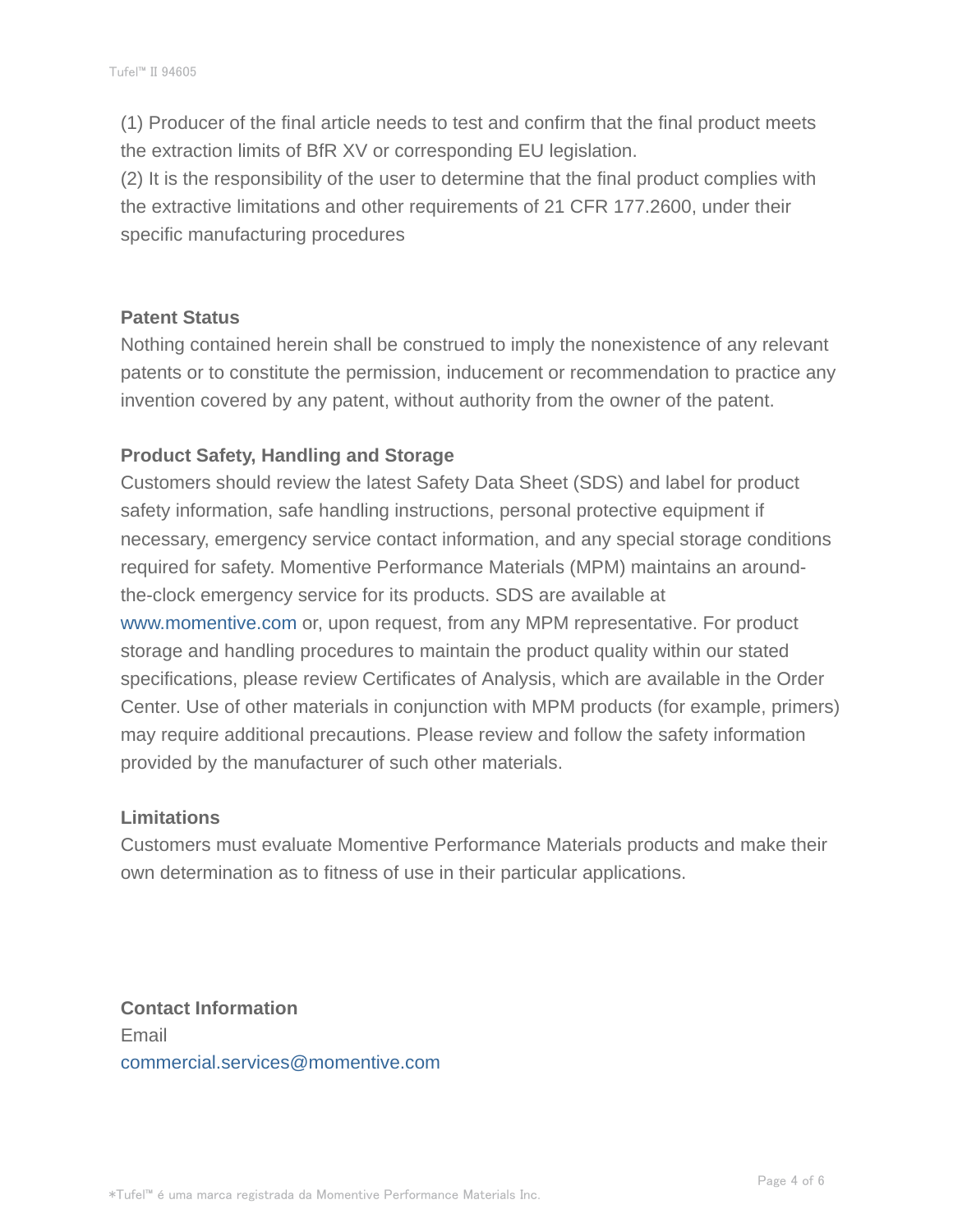(1) Producer of the final article needs to test and confirm that the final product meets the extraction limits of BfR XV or corresponding EU legislation.
(2) It is the responsibility of the user to determine that the final product complies with the extractive limitations and other requirements of 21 CFR 177.2600, under their specific manufacturing procedures

### Patent Status

Nothing contained herein shall be construed to imply the nonexistence of any relevant patents or to constitute the permission, inducement or recommendation to practice any invention covered by any patent, without authority from the owner of the patent.

### Product Safety, Handling and Storage

Customers should review the latest Safety Data Sheet (SDS) and label for product safety information, safe handling instructions, personal protective equipment if necessary, emergency service contact information, and any special storage conditions required for safety. Momentive Performance Materials (MPM) maintains an around-the-clock emergency service for its products. SDS are available at www.momentive.com or, upon request, from any MPM representative. For product storage and handling procedures to maintain the product quality within our stated specifications, please review Certificates of Analysis, which are available in the Order Center. Use of other materials in conjunction with MPM products (for example, primers) may require additional precautions. Please review and follow the safety information provided by the manufacturer of such other materials.

### Limitations

Customers must evaluate Momentive Performance Materials products and make their own determination as to fitness of use in their particular applications.

### Contact Information

Email
commercial.services@momentive.com

*Tufel™ é uma marca registrada da Momentive Performance Materials Inc.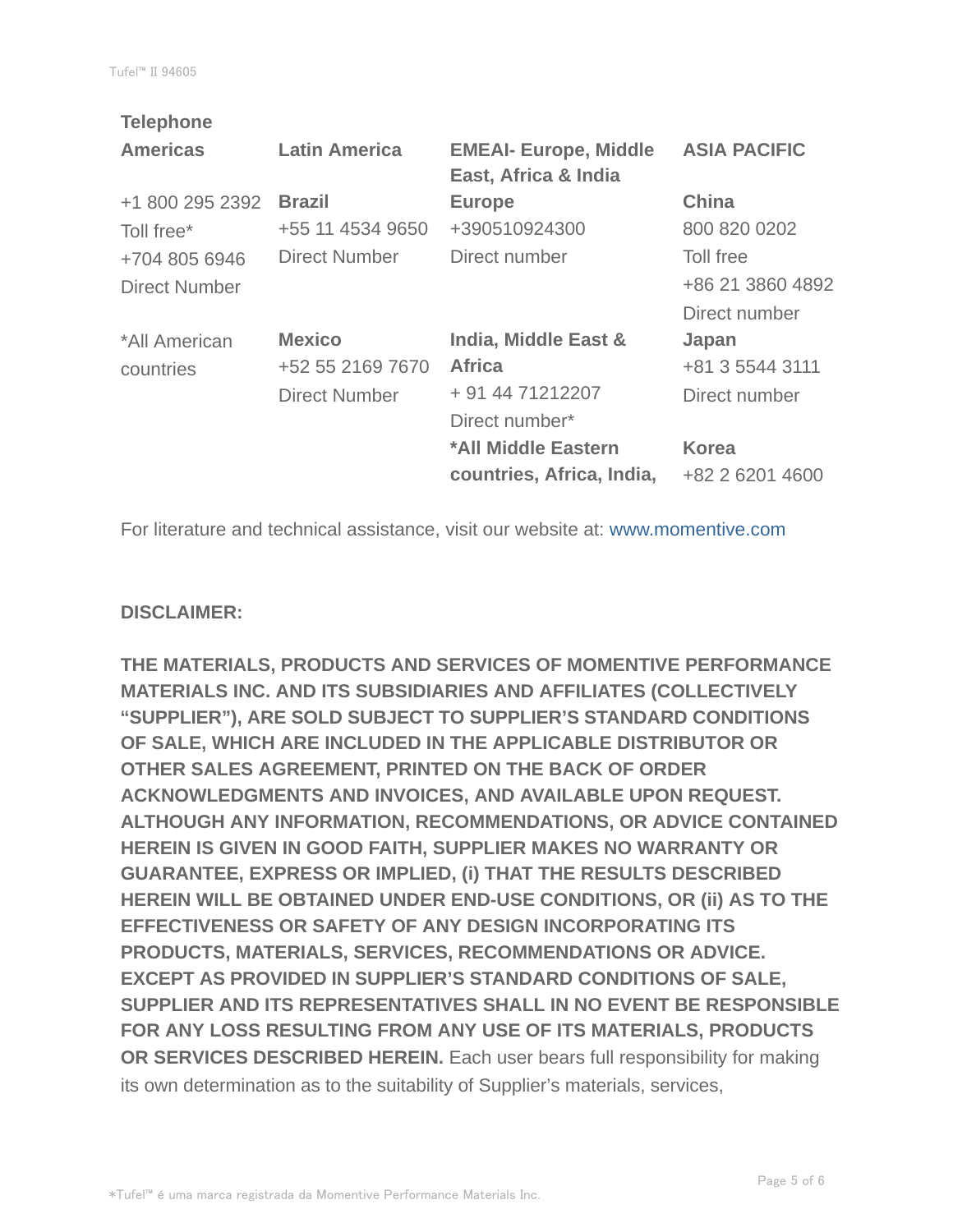**Telephone**

| Americas | Latin America | EMEAI- Europe, Middle East, Africa & India | ASIA PACIFIC |
|---|---|---|---|
| +1 800 295 2392<br>Toll free*<br>+704 805 6946<br>Direct Number | **Brazil**<br>+55 11 4534 9650<br>Direct Number | **Europe**<br>+390510924300<br>Direct number | **China**<br>800 820 0202<br>Toll free<br>+86 21 3860 4892<br>Direct number |
| *All American countries | **Mexico**<br>+52 55 2169 7670<br>Direct Number | **India, Middle East & Africa**<br>+ 91 44 71212207<br>Direct number* | **Japan**<br>+81 3 5544 3111<br>Direct number |
| | | ***All Middle Eastern countries, Africa, India,** | **Korea**<br>+82 2 6201 4600 |

For literature and technical assistance, visit our website at: www.momentive.com

**DISCLAIMER:**

**THE MATERIALS, PRODUCTS AND SERVICES OF MOMENTIVE PERFORMANCE MATERIALS INC. AND ITS SUBSIDIARIES AND AFFILIATES (COLLECTIVELY "SUPPLIER"), ARE SOLD SUBJECT TO SUPPLIER'S STANDARD CONDITIONS OF SALE, WHICH ARE INCLUDED IN THE APPLICABLE DISTRIBUTOR OR OTHER SALES AGREEMENT, PRINTED ON THE BACK OF ORDER ACKNOWLEDGMENTS AND INVOICES, AND AVAILABLE UPON REQUEST. ALTHOUGH ANY INFORMATION, RECOMMENDATIONS, OR ADVICE CONTAINED HEREIN IS GIVEN IN GOOD FAITH, SUPPLIER MAKES NO WARRANTY OR GUARANTEE, EXPRESS OR IMPLIED, (i) THAT THE RESULTS DESCRIBED HEREIN WILL BE OBTAINED UNDER END-USE CONDITIONS, OR (ii) AS TO THE EFFECTIVENESS OR SAFETY OF ANY DESIGN INCORPORATING ITS PRODUCTS, MATERIALS, SERVICES, RECOMMENDATIONS OR ADVICE. EXCEPT AS PROVIDED IN SUPPLIER'S STANDARD CONDITIONS OF SALE, SUPPLIER AND ITS REPRESENTATIVES SHALL IN NO EVENT BE RESPONSIBLE FOR ANY LOSS RESULTING FROM ANY USE OF ITS MATERIALS, PRODUCTS OR SERVICES DESCRIBED HEREIN.** Each user bears full responsibility for making its own determination as to the suitability of Supplier's materials, services,

*Tufel™ é uma marca registrada da Momentive Performance Materials Inc.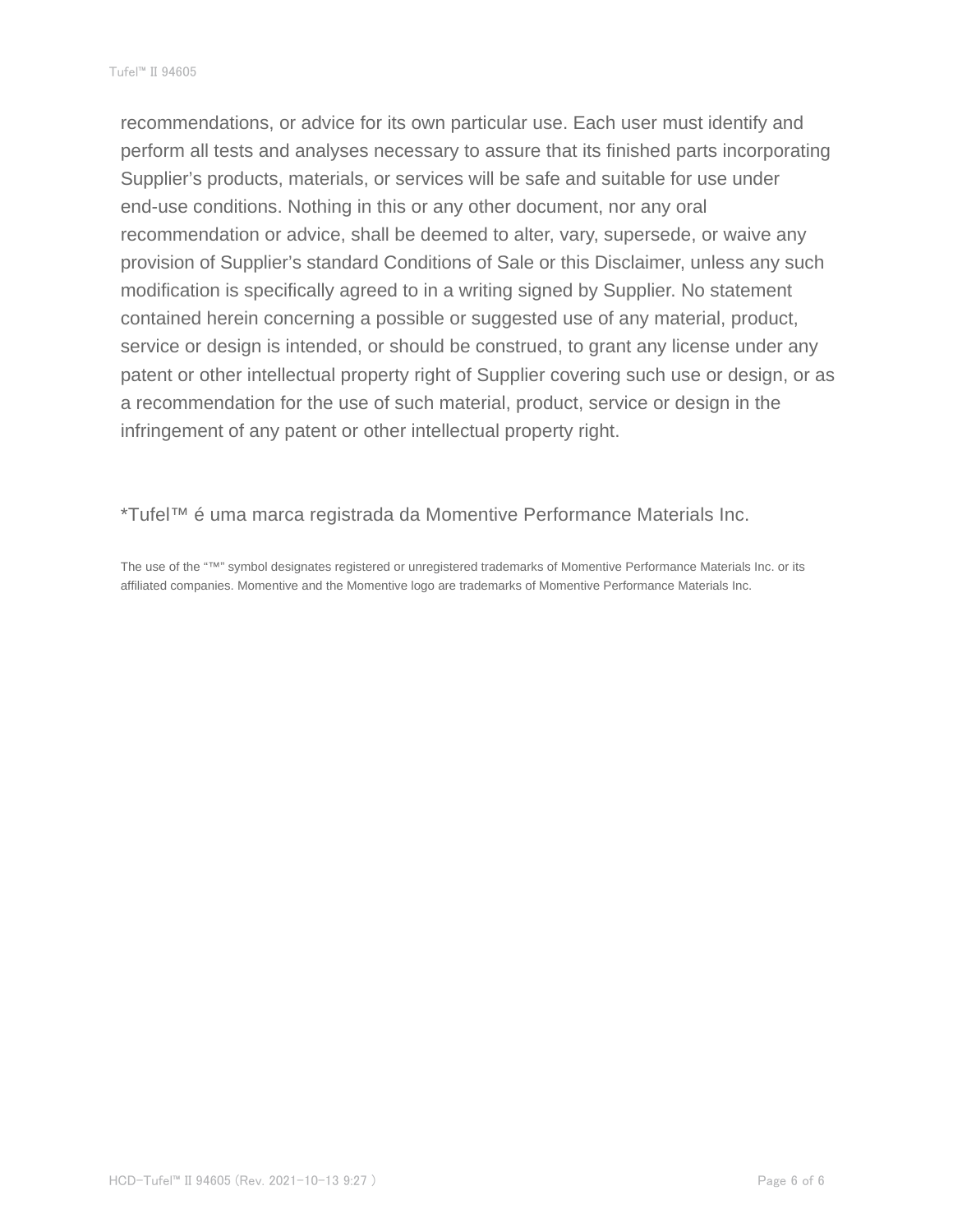recommendations, or advice for its own particular use. Each user must identify and perform all tests and analyses necessary to assure that its finished parts incorporating Supplier's products, materials, or services will be safe and suitable for use under end-use conditions. Nothing in this or any other document, nor any oral recommendation or advice, shall be deemed to alter, vary, supersede, or waive any provision of Supplier's standard Conditions of Sale or this Disclaimer, unless any such modification is specifically agreed to in a writing signed by Supplier. No statement contained herein concerning a possible or suggested use of any material, product, service or design is intended, or should be construed, to grant any license under any patent or other intellectual property right of Supplier covering such use or design, or as a recommendation for the use of such material, product, service or design in the infringement of any patent or other intellectual property right.

*Tufel™ é uma marca registrada da Momentive Performance Materials Inc.

The use of the "™" symbol designates registered or unregistered trademarks of Momentive Performance Materials Inc. or its affiliated companies. Momentive and the Momentive logo are trademarks of Momentive Performance Materials Inc.